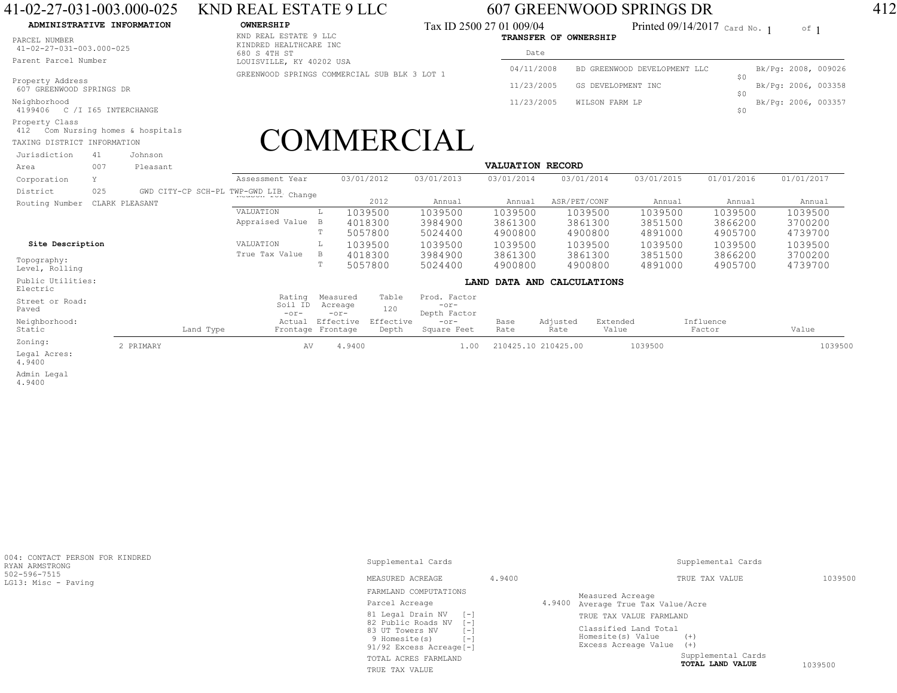# 41-02-27-031-003.000-025 KND REAL ESTATE 9 LLC 607 GREENWOOD SPRINGS DR 412

**ADMINISTRATIVE INFORMATION**

PARCEL NUMBER
41-02-27-031-003.000-025

Parent Parcel Number

Property Address
607 GREENWOOD SPRINGS DR

Neighborhood
4199406 C /I I65 INTERCHANGE

Property Class
412 Com Nursing homes & hospitals

TAXING DISTRICT INFORMATION

| | | |
|---|---|---|
| Jurisdiction | 41 | Johnson |
| Area | 007 | Pleasant |
| Corporation | Y | |
| District | 025 | GWD CITY-CP SCH-PL TWP-GWD LIB |
| Routing Number | CLARK PLEASANT | |

**OWNERSHIP**

KND REAL ESTATE 9 LLC
KINDRED HEALTHCARE INC
680 S 4TH ST
LOUISVILLE, KY 40202 USA

GREENWOOD SPRINGS COMMERCIAL SUB BLK 3 LOT 1

Tax ID 2500 27 01 009/04 Printed 09/14/2017 Card No. 1 of 1

**TRANSFER OF OWNERSHIP**

| Date | | | |
|---|---|---|---|
| 04/11/2008 | BD GREENWOOD DEVELOPMENT LLC | $0 | Bk/Pg: 2008, 009026 |
| 11/23/2005 | GS DEVELOPMENT INC | $0 | Bk/Pg: 2006, 003358 |
| 11/23/2005 | WILSON FARM LP | $0 | Bk/Pg: 2006, 003357 |

# COMMERCIAL

**VALUATION RECORD**

| Assessment Year | | 03/01/2012 | 03/01/2013 | 03/01/2014 | 03/01/2014 | 03/01/2015 | 01/01/2016 | 01/01/2017 |
|---|---|---|---|---|---|---|---|---|
| Reason for Change | | 2012 | Annual | Annual | ASR/PET/CONF | Annual | Annual | Annual |
| VALUATION | L | 1039500 | 1039500 | 1039500 | 1039500 | 1039500 | 1039500 | 1039500 |
| Appraised Value | B | 4018300 | 3984900 | 3861300 | 3861300 | 3851500 | 3866200 | 3700200 |
| | T | 5057800 | 5024400 | 4900800 | 4900800 | 4891000 | 4905700 | 4739700 |
| VALUATION | L | 1039500 | 1039500 | 1039500 | 1039500 | 1039500 | 1039500 | 1039500 |
| True Tax Value | B | 4018300 | 3984900 | 3861300 | 3861300 | 3851500 | 3866200 | 3700200 |
| | T | 5057800 | 5024400 | 4900800 | 4900800 | 4891000 | 4905700 | 4739700 |

**Site Description**

Topography:
Level, Rolling

Public Utilities:
Electric

Street or Road:
Paved

Neighborhood:
Static

Zoning:

Legal Acres:
4.9400

Admin Legal
4.9400

**LAND DATA AND CALCULATIONS**

| Land Type | Rating Soil ID -or- Actual Frontage | Measured Acreage -or- Effective Frontage | Table 120 Effective Depth | Prod. Factor -or- Depth Factor -or- Square Feet | Base Rate | Adjusted Rate | Extended Value | Influence Factor | Value |
|---|---|---|---|---|---|---|---|---|---|
| 2 PRIMARY | AV | 4.9400 | | 1.00 | 210425.10 | 210425.00 | 1039500 | | 1039500 |

004: CONTACT PERSON FOR KINDRED
RYAN ARMSTRONG
502-596-7515
LG13: Misc - Paving

| | |
|---|---|
| Supplemental Cards | |
| MEASURED ACREAGE | 4.9400 |
| FARMLAND COMPUTATIONS | |
| Parcel Acreage | 4.9400 |
| 81 Legal Drain NV [-] | |
| 82 Public Roads NV [-] | |
| 83 UT Towers NV [-] | |
| 9 Homesite(s) [-] | |
| 91/92 Excess Acreage [-] | |
| TOTAL ACRES FARMLAND | |
| TRUE TAX VALUE | |

| | |
|---|---|
| Supplemental Cards | |
| TRUE TAX VALUE | 1039500 |
| Measured Acreage | |
| Average True Tax Value/Acre | |
| TRUE TAX VALUE FARMLAND | |
| Classified Land Total | |
| Homesite(s) Value (+) | |
| Excess Acreage Value (+) | |
| Supplemental Cards **TOTAL LAND VALUE** | 1039500 |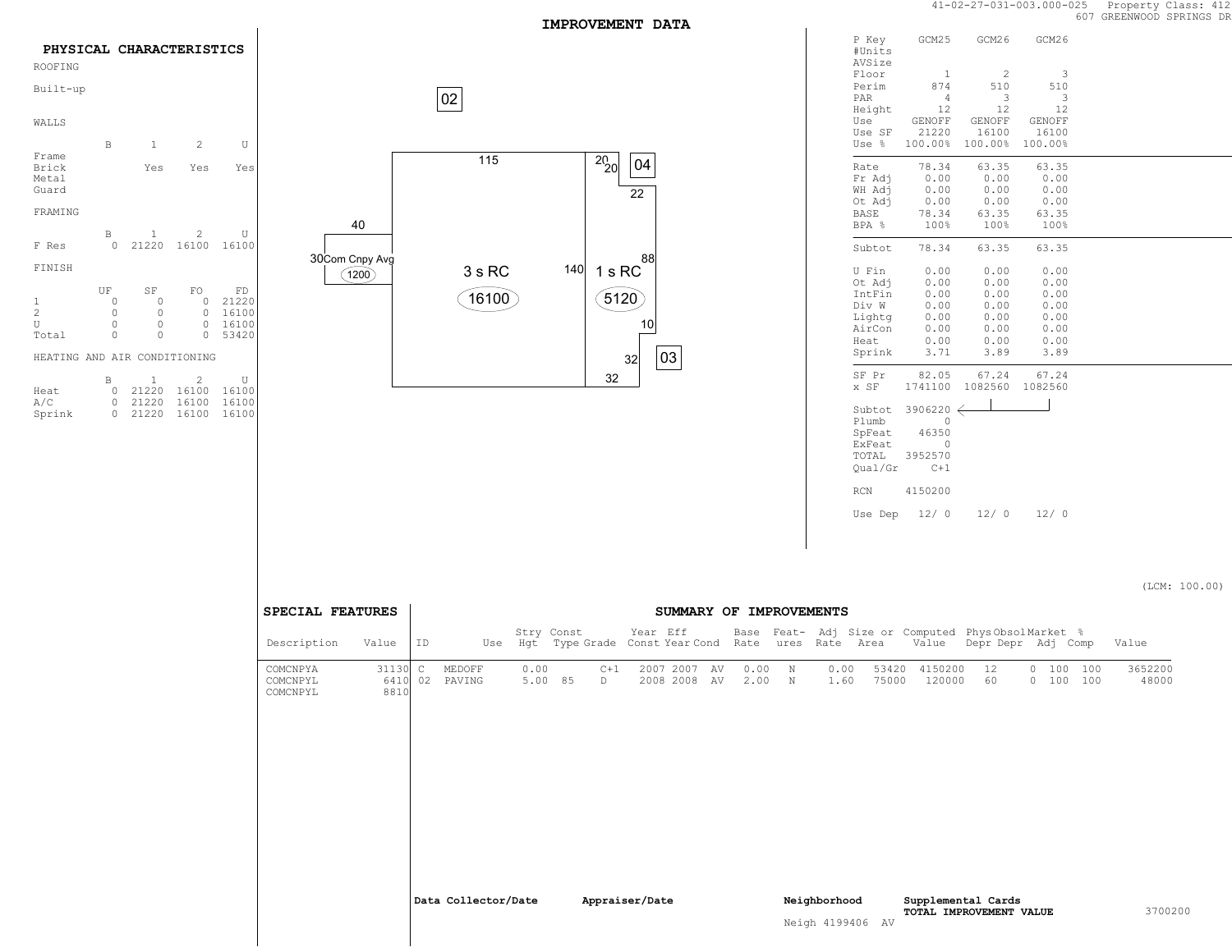41-02-27-031-003.000-025 Property Class: 412
607 GREENWOOD SPRINGS DR

# IMPROVEMENT DATA

## PHYSICAL CHARACTERISTICS

ROOFING

Built-up

WALLS

| | B | 1 | 2 | U |
|---|---|---|---|---|
| Frame | | | | |
| Brick | | Yes | Yes | Yes |
| Metal | | | | |
| Guard | | | | |

FRAMING

| | B | 1 | 2 | U |
|---|---|---|---|---|
| F Res | 0 | 21220 | 16100 | 16100 |

FINISH

| | UF | SF | FO | FD |
|---|---|---|---|---|
| 1 | 0 | 0 | 0 | 21220 |
| 2 | 0 | 0 | 0 | 16100 |
| U | 0 | 0 | 0 | 16100 |
| Total | 0 | 0 | 0 | 53420 |

HEATING AND AIR CONDITIONING

| | B | 1 | 2 | U |
|---|---|---|---|---|
| Heat | 0 | 21220 | 16100 | 16100 |
| A/C | 0 | 21220 | 16100 | 16100 |
| Sprink | 0 | 21220 | 16100 | 16100 |

Sketch labels: 02, 04, 03, 115, 20, 20, 22, 88, 10, 32, 32, 140, 40, 30 Com Cnpy Avg 1200, 3 s RC 16100, 1 s RC 5120

| P Key | GCM25 | GCM26 | GCM26 |
|---|---|---|---|
| #Units | | | |
| AVSize | | | |
| Floor | 1 | 2 | 3 |
| Perim | 874 | 510 | 510 |
| PAR | 4 | 3 | 3 |
| Height | 12 | 12 | 12 |
| Use | GENOFF | GENOFF | GENOFF |
| Use SF | 21220 | 16100 | 16100 |
| Use % | 100.00% | 100.00% | 100.00% |
| Rate | 78.34 | 63.35 | 63.35 |
| Fr Adj | 0.00 | 0.00 | 0.00 |
| WH Adj | 0.00 | 0.00 | 0.00 |
| Ot Adj | 0.00 | 0.00 | 0.00 |
| BASE | 78.34 | 63.35 | 63.35 |
| BPA % | 100% | 100% | 100% |
| Subtot | 78.34 | 63.35 | 63.35 |
| U Fin | 0.00 | 0.00 | 0.00 |
| Ot Adj | 0.00 | 0.00 | 0.00 |
| IntFin | 0.00 | 0.00 | 0.00 |
| Div W | 0.00 | 0.00 | 0.00 |
| Lightg | 0.00 | 0.00 | 0.00 |
| AirCon | 0.00 | 0.00 | 0.00 |
| Heat | 0.00 | 0.00 | 0.00 |
| Sprink | 3.71 | 3.89 | 3.89 |
| SF Pr | 82.05 | 67.24 | 67.24 |
| x SF | 1741100 | 1082560 | 1082560 |

| | |
|---|---|
| Subtot | 3906220 |
| Plumb | 0 |
| SpFeat | 46350 |
| ExFeat | 0 |
| TOTAL | 3952570 |
| Qual/Gr | C+1 |
| RCN | 4150200 |

Use Dep 12/ 0 12/ 0 12/ 0

(LCM: 100.00)

## SPECIAL FEATURES

| Description | Value |
|---|---|
| COMCNPYA | 31130 |
| COMCNPYL | 6410 |
| COMCNPYL | 8810 |

## SUMMARY OF IMPROVEMENTS

| ID | Use | Stry Hgt | Const Type | Grade | Year Const | Eff Year | Cond | Base Rate | Feat-ures | Adj Rate | Size or Area | Computed Value | Phys Depr | Obsol Depr | Market Adj | % Comp | Value |
|---|---|---|---|---|---|---|---|---|---|---|---|---|---|---|---|---|---|
| C | MEDOFF | 0.00 | | C+1 | 2007 | 2007 | AV | 0.00 | N | 0.00 | 53420 | 4150200 | 12 | 0 | 100 | 100 | 3652200 |
| 02 | PAVING | 5.00 | 85 | D | 2008 | 2008 | AV | 2.00 | N | 1.60 | 75000 | 120000 | 60 | 0 | 100 | 100 | 48000 |

**Data Collector/Date** **Appraiser/Date** **Neighborhood** Neigh 4199406 AV **Supplemental Cards** **TOTAL IMPROVEMENT VALUE** 3700200